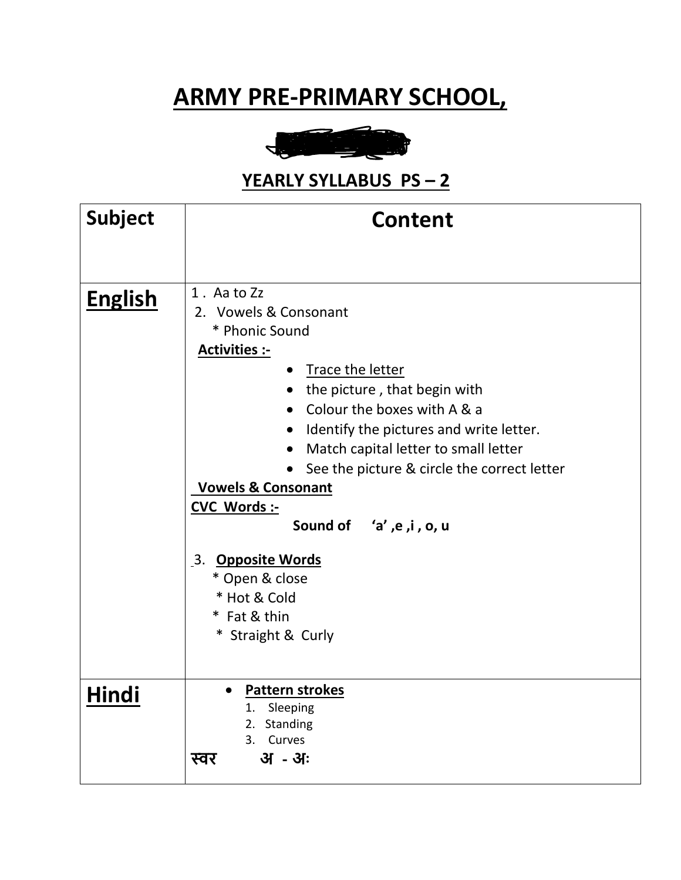# ARMY PRE-PRIMARY SCHOOL,

## YEARLY SYLLABUS PS – 2

| Subject | Content |
|---|---|
| **English** | 1 . Aa to Zz<br>2. Vowels & Consonant<br>* Phonic Sound<br>**Activities :-**<br>• Trace the letter<br>• the picture , that begin with<br>• Colour the boxes with A & a<br>• Identify the pictures and write letter.<br>• Match capital letter to small letter<br>• See the picture & circle the correct letter<br>**Vowels & Consonant**<br>**CVC Words :-**<br>**Sound of 'a' ,e ,i , o, u**<br><br>3. **Opposite Words**<br>* Open & close<br>* Hot & Cold<br>* Fat & thin<br>* Straight & Curly |
| **Hindi** | • **Pattern strokes**<br>1. Sleeping<br>2. Standing<br>3. Curves<br>**स्वर अ - अः** |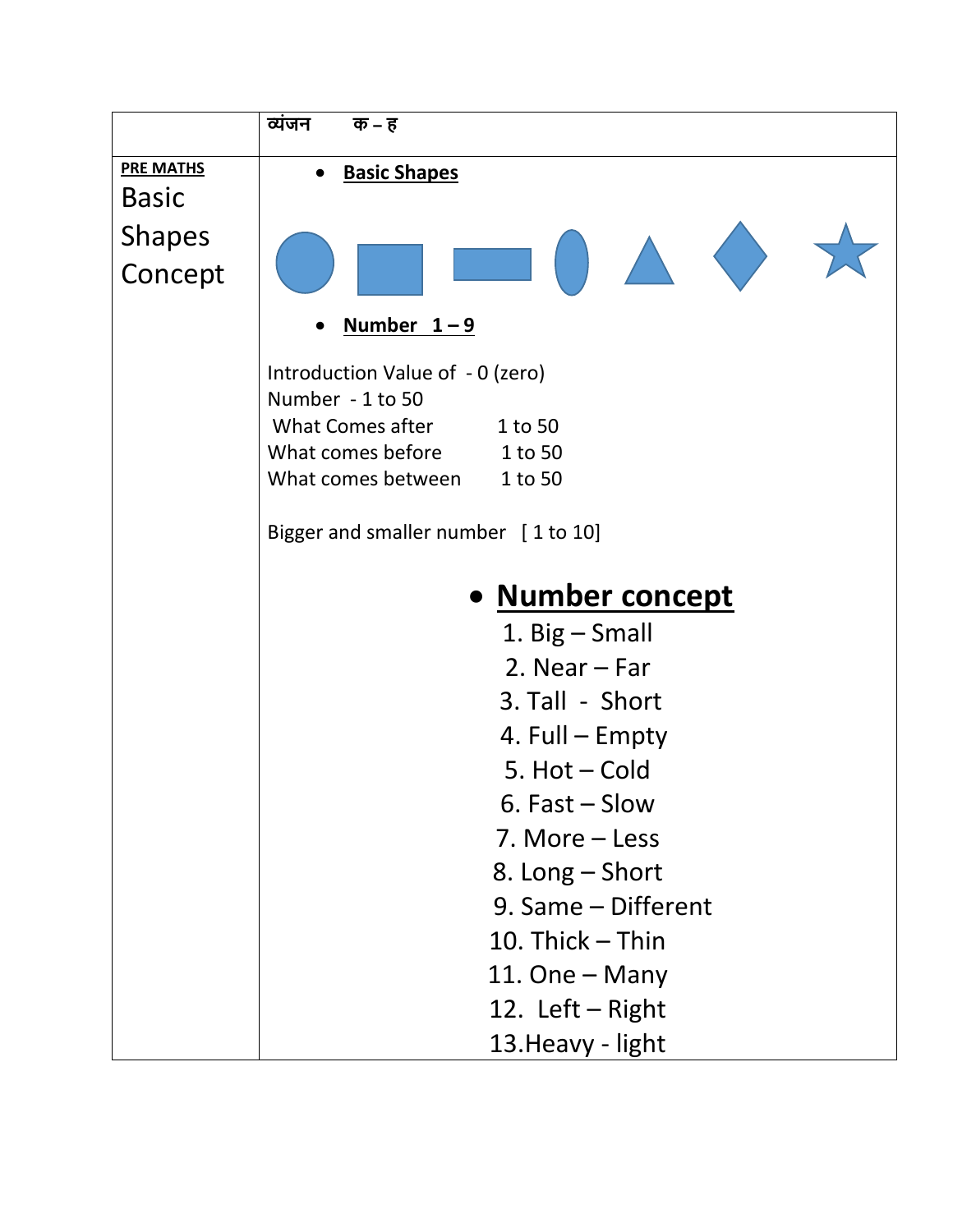| | |
|---|---|
| | **व्यंजन क – ह** |
| **PRE MATHS**<br>Basic Shapes Concept | • **Basic Shapes**<br><br>• **Number 1 – 9**<br><br>Introduction Value of - 0 (zero)<br>Number - 1 to 50<br>What Comes after 1 to 50<br>What comes before 1 to 50<br>What comes between 1 to 50<br><br>Bigger and smaller number [ 1 to 10]<br><br>• **Number concept**<br>1. Big – Small<br>2. Near – Far<br>3. Tall - Short<br>4. Full – Empty<br>5. Hot – Cold<br>6. Fast – Slow<br>7. More – Less<br>8. Long – Short<br>9. Same – Different<br>10. Thick – Thin<br>11. One – Many<br>12. Left – Right<br>13.Heavy - light |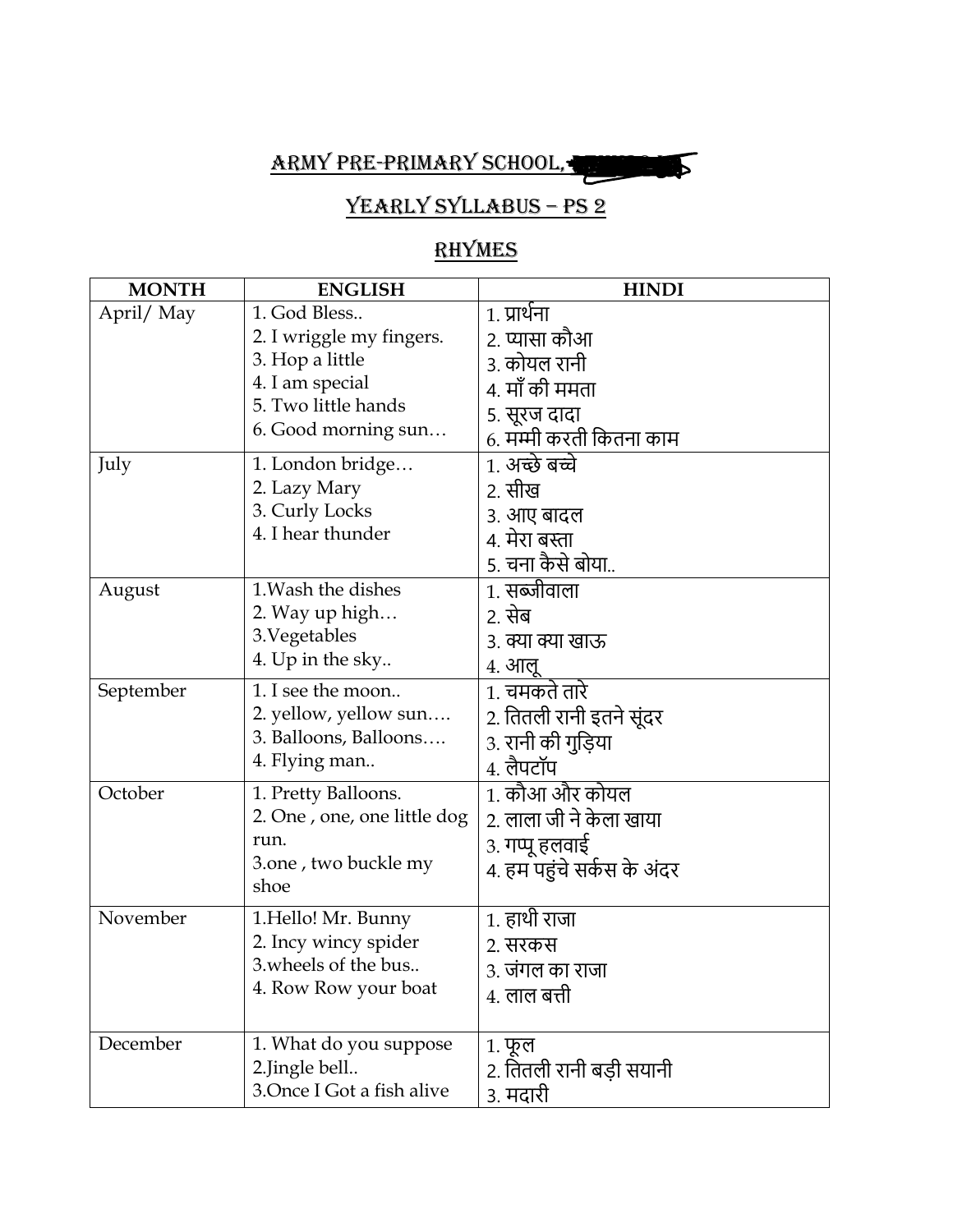# ARMY PRE-PRIMARY SCHOOL,

## YEARLY SYLLABUS – PS 2

## RHYMES

| MONTH | ENGLISH | HINDI |
|---|---|---|
| April/ May | 1. God Bless..<br>2. I wriggle my fingers.<br>3. Hop a little<br>4. I am special<br>5. Two little hands<br>6. Good morning sun… | 1. प्रार्थना<br>2. प्यासा कौआ<br>3. कोयल रानी<br>4. माँ की ममता<br>5. सूरज दादा<br>6. मम्मी करती कितना काम |
| July | 1. London bridge…<br>2. Lazy Mary<br>3. Curly Locks<br>4. I hear thunder | 1. अच्छे बच्चे<br>2. सीख<br>3. आए बादल<br>4. मेरा बस्ता<br>5. चना कैसे बोया.. |
| August | 1.Wash the dishes<br>2. Way up high…<br>3.Vegetables<br>4. Up in the sky.. | 1. सब्जीवाला<br>2. सेब<br>3. क्या क्या खाऊ<br>4. आलू |
| September | 1. I see the moon..<br>2. yellow, yellow sun….<br>3. Balloons, Balloons….<br>4. Flying man.. | 1. चमकते तारे<br>2. तितली रानी इतने सूंदर<br>3. रानी की गुड़िया<br>4. लैपटॉप |
| October | 1. Pretty Balloons.<br>2. One , one, one little dog run.<br>3.one , two buckle my shoe | 1. कौआ और कोयल<br>2. लाला जी ने केला खाया<br>3. गप्पू हलवाई<br>4. हम पहुंचे सर्कस के अंदर |
| November | 1.Hello! Mr. Bunny<br>2. Incy wincy spider<br>3.wheels of the bus..<br>4. Row Row your boat | 1. हाथी राजा<br>2. सरकस<br>3. जंगल का राजा<br>4. लाल बत्ती |
| December | 1. What do you suppose<br>2.Jingle bell..<br>3.Once I Got a fish alive | 1. फूल<br>2. तितली रानी बड़ी सयानी<br>3. मदारी |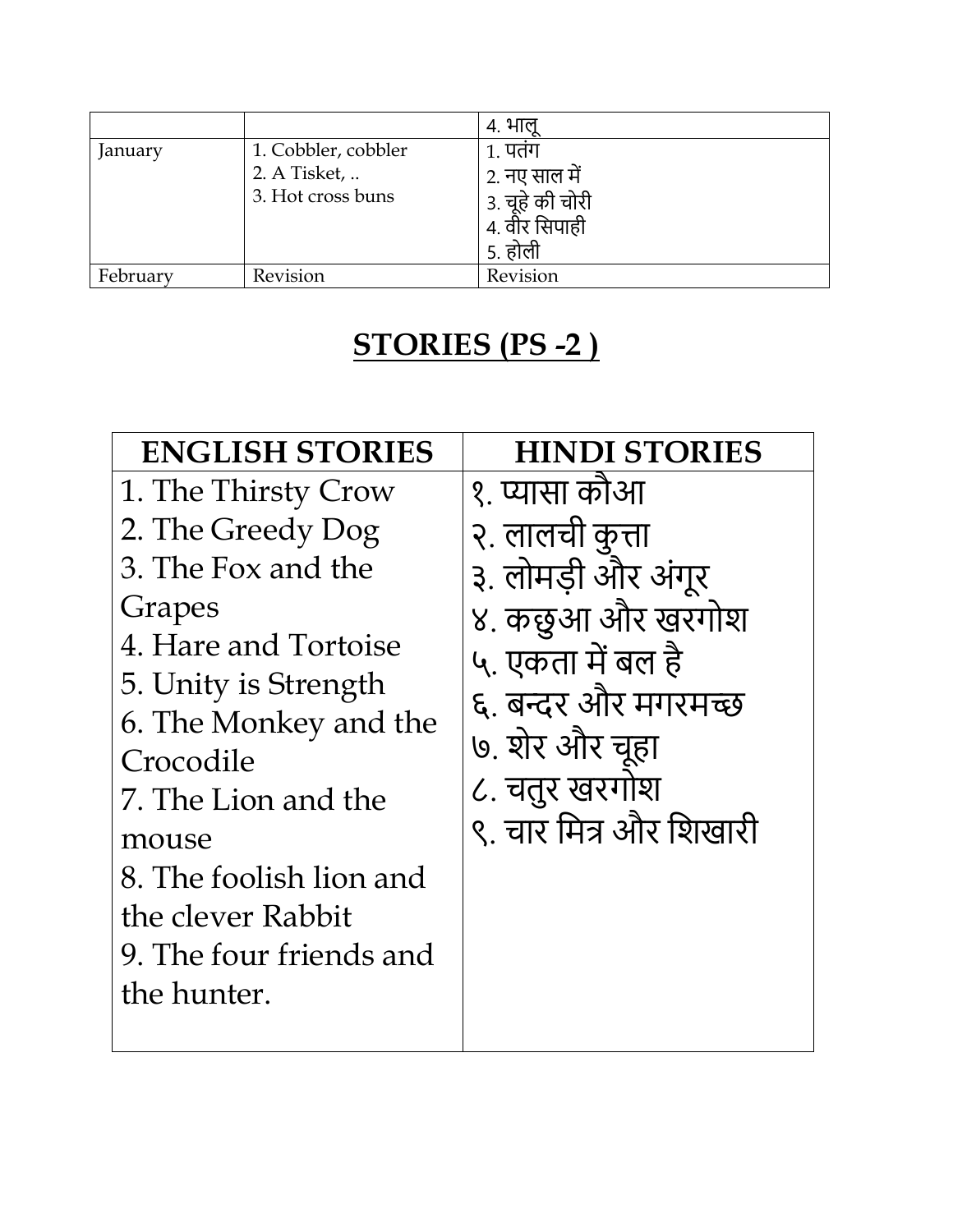| | | |
|---|---|---|
| | | 4. भालू |
| January | 1. Cobbler, cobbler<br>2. A Tisket, ..<br>3. Hot cross buns | 1. पतंग<br>2. नए साल में<br>3. चूहे की चोरी<br>4. वीर सिपाही<br>5. होली |
| February | Revision | Revision |

# STORIES (PS -2 )

| ENGLISH STORIES | HINDI STORIES |
|---|---|
| 1. The Thirsty Crow<br>2. The Greedy Dog<br>3. The Fox and the Grapes<br>4. Hare and Tortoise<br>5. Unity is Strength<br>6. The Monkey and the Crocodile<br>7. The Lion and the mouse<br>8. The foolish lion and the clever Rabbit<br>9. The four friends and the hunter. | १. प्यासा कौआ<br>२. लालची कुत्ता<br>३. लोमड़ी और अंगूर<br>४. कछुआ और खरगोश<br>५. एकता में बल है<br>६. बन्दर और मगरमच्छ<br>७. शेर और चूहा<br>८. चतुर खरगोश<br>९. चार मित्र और शिखारी |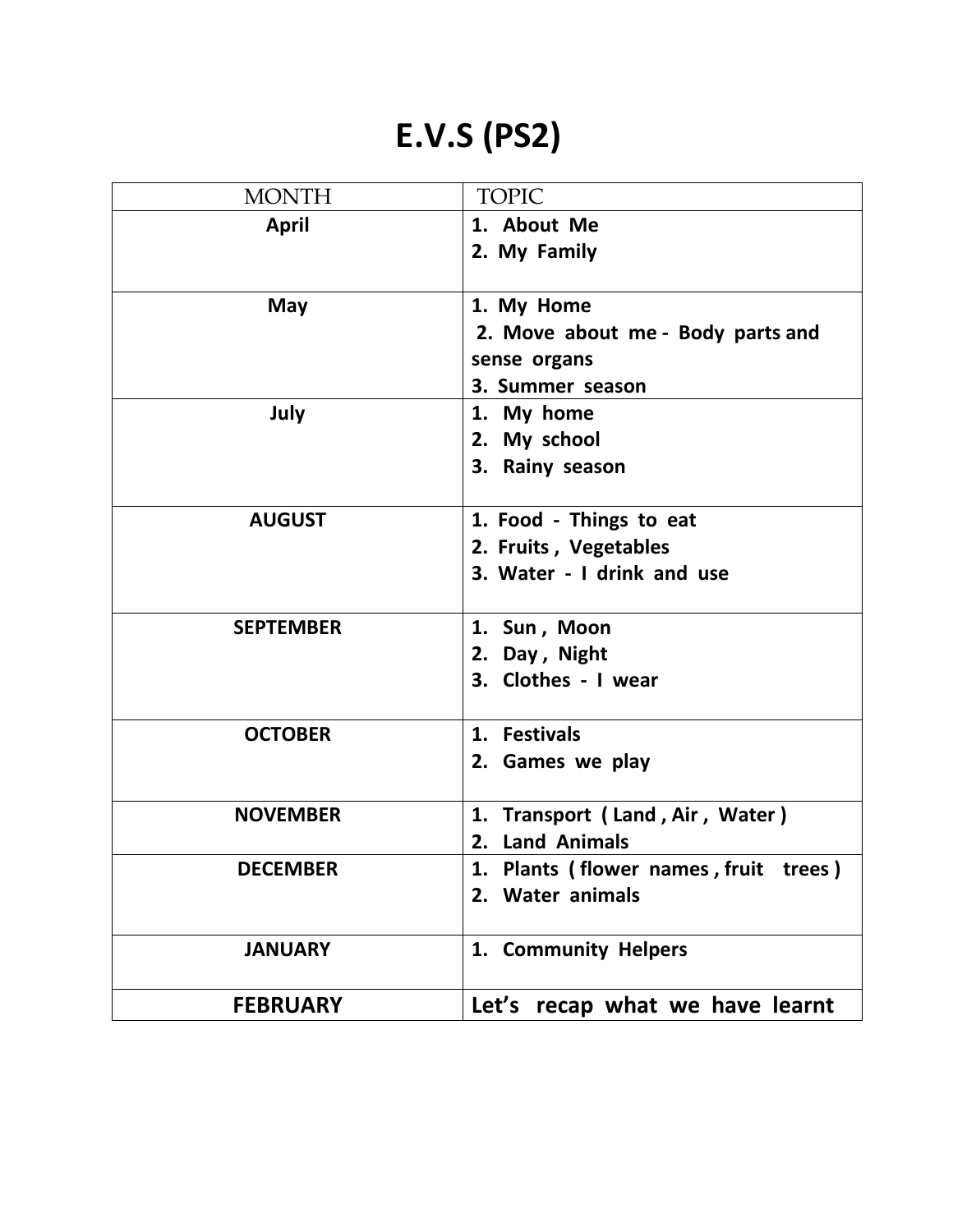# E.V.S (PS2)

| MONTH | TOPIC |
|---|---|
| **April** | **1. About Me**<br>**2. My Family** |
| **May** | **1. My Home**<br>**2. Move about me - Body parts and sense organs**<br>**3. Summer season** |
| **July** | **1. My home**<br>**2. My school**<br>**3. Rainy season** |
| **AUGUST** | **1. Food - Things to eat**<br>**2. Fruits , Vegetables**<br>**3. Water - I drink and use** |
| **SEPTEMBER** | **1. Sun , Moon**<br>**2. Day , Night**<br>**3. Clothes - I wear** |
| **OCTOBER** | **1. Festivals**<br>**2. Games we play** |
| **NOVEMBER** | **1. Transport ( Land , Air , Water )**<br>**2. Land Animals** |
| **DECEMBER** | **1. Plants ( flower names , fruit trees )**<br>**2. Water animals** |
| **JANUARY** | **1. Community Helpers** |
| **FEBRUARY** | **Let's recap what we have learnt** |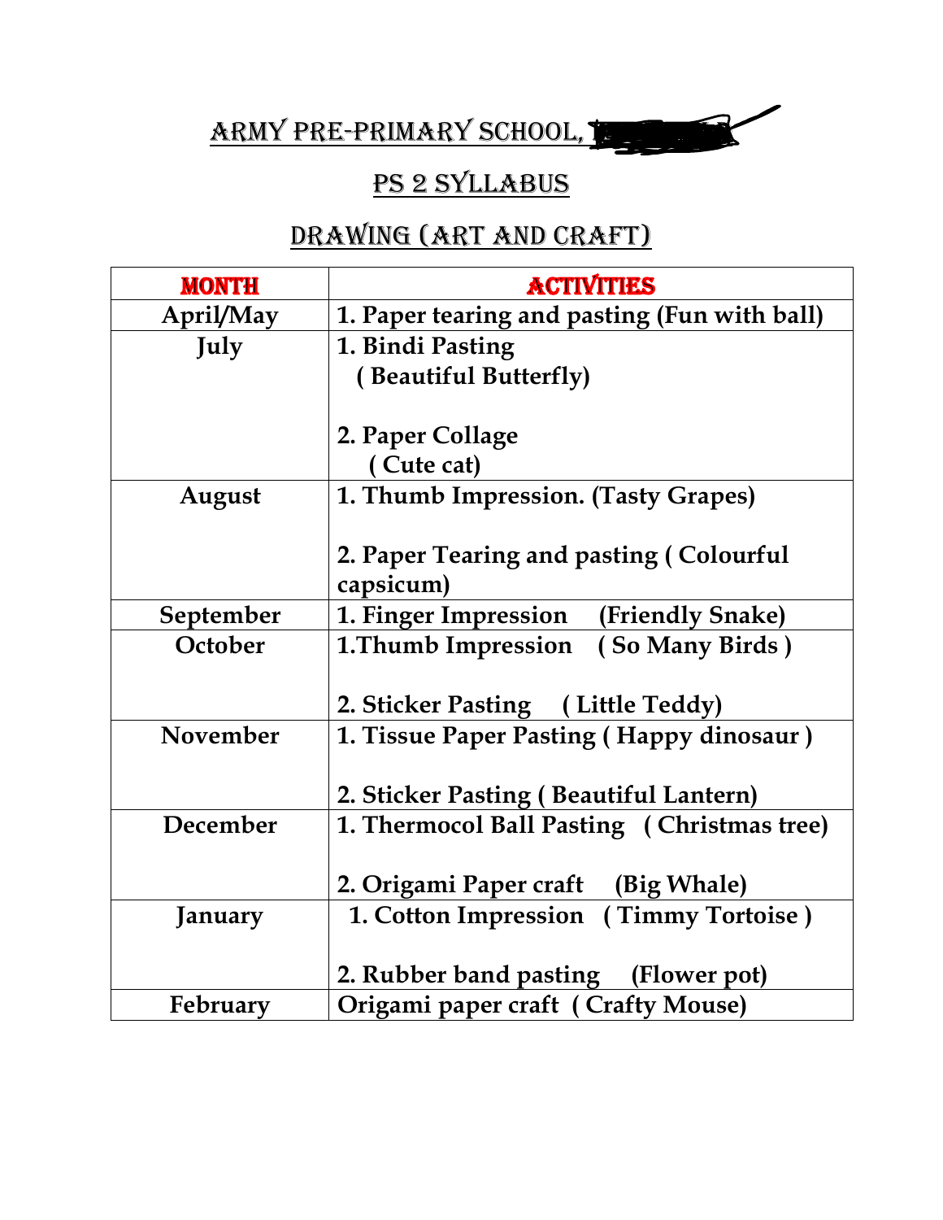# ARMY PRE-PRIMARY SCHOOL,

## PS 2 SYLLABUS

## DRAWING (ART AND CRAFT)

| MONTH | ACTIVITIES |
|---|---|
| April/May | 1. Paper tearing and pasting (Fun with ball) |
| July | 1. Bindi Pasting ( Beautiful Butterfly)<br><br>2. Paper Collage ( Cute cat) |
| August | 1. Thumb Impression. (Tasty Grapes)<br><br>2. Paper Tearing and pasting ( Colourful capsicum) |
| September | 1. Finger Impression (Friendly Snake) |
| October | 1.Thumb Impression ( So Many Birds )<br><br>2. Sticker Pasting ( Little Teddy) |
| November | 1. Tissue Paper Pasting ( Happy dinosaur )<br><br>2. Sticker Pasting ( Beautiful Lantern) |
| December | 1. Thermocol Ball Pasting ( Christmas tree)<br><br>2. Origami Paper craft (Big Whale) |
| January | 1. Cotton Impression ( Timmy Tortoise )<br><br>2. Rubber band pasting (Flower pot) |
| February | Origami paper craft ( Crafty Mouse) |